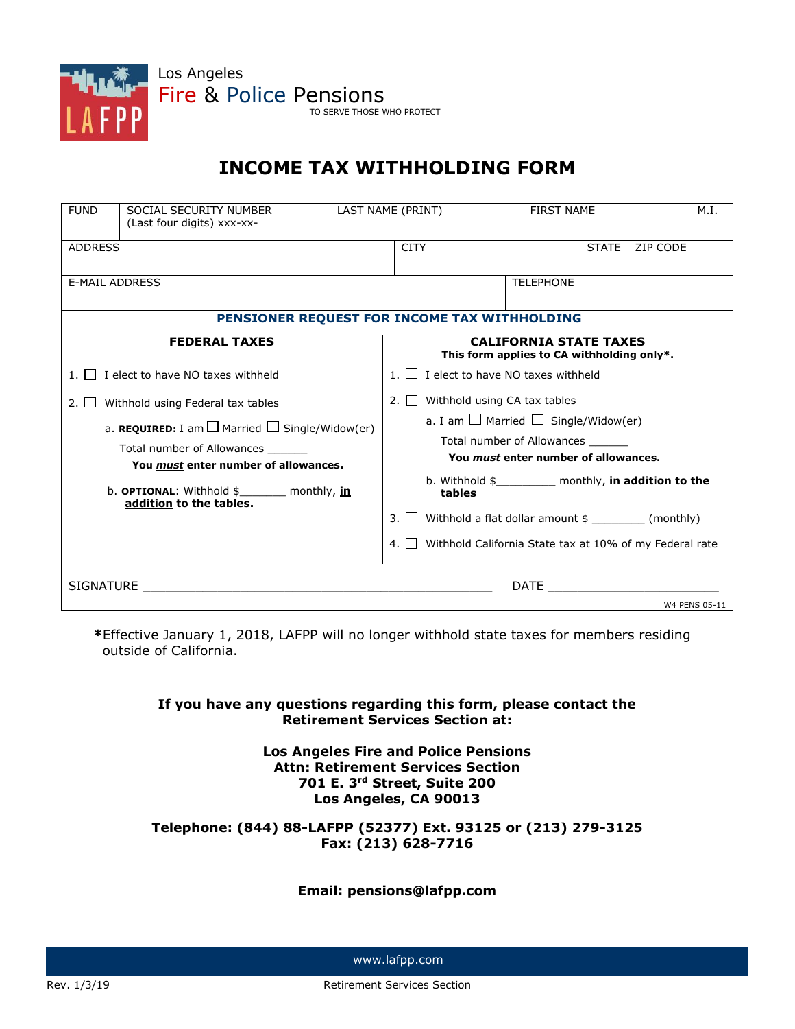Los Angeles
Fire & Police Pensions
TO SERVE THOSE WHO PROTECT

# INCOME TAX WITHHOLDING FORM

| FUND | SOCIAL SECURITY NUMBER (Last four digits) xxx-xx- | LAST NAME (PRINT) | FIRST NAME | M.I. |
|---|---|---|---|---|
| ADDRESS | | CITY | STATE | ZIP CODE |
| E-MAIL ADDRESS | | | TELEPHONE | |

## PENSIONER REQUEST FOR INCOME TAX WITHHOLDING

### FEDERAL TAXES

1. ☐ I elect to have NO taxes withheld
2. ☐ Withhold using Federal tax tables
   a. **REQUIRED:** I am ☐ Married ☐ Single/Widow(er)
   Total number of Allowances ______
   **You *must* enter number of allowances.**
   b. **OPTIONAL**: Withhold $_______ monthly, **in addition to the tables.**

### CALIFORNIA STATE TAXES

**This form applies to CA withholding only\*.**

1. ☐ I elect to have NO taxes withheld
2. ☐ Withhold using CA tax tables
   a. I am ☐ Married ☐ Single/Widow(er)
   Total number of Allowances ______
   **You *must* enter number of allowances.**
   b. Withhold $_________ monthly, **in addition to the tables**
3. ☐ Withhold a flat dollar amount $ ________ (monthly)
4. ☐ Withhold California State tax at 10% of my Federal rate

SIGNATURE ________________________________________________ DATE _______________________

W4 PENS 05-11

**\***Effective January 1, 2018, LAFPP will no longer withhold state taxes for members residing outside of California.

**If you have any questions regarding this form, please contact the Retirement Services Section at:**

**Los Angeles Fire and Police Pensions**
**Attn: Retirement Services Section**
**701 E. 3rd Street, Suite 200**
**Los Angeles, CA 90013**

**Telephone: (844) 88-LAFPP (52377) Ext. 93125 or (213) 279-3125**
**Fax: (213) 628-7716**

**Email: pensions@lafpp.com**

www.lafpp.com

Rev. 1/3/19 — Retirement Services Section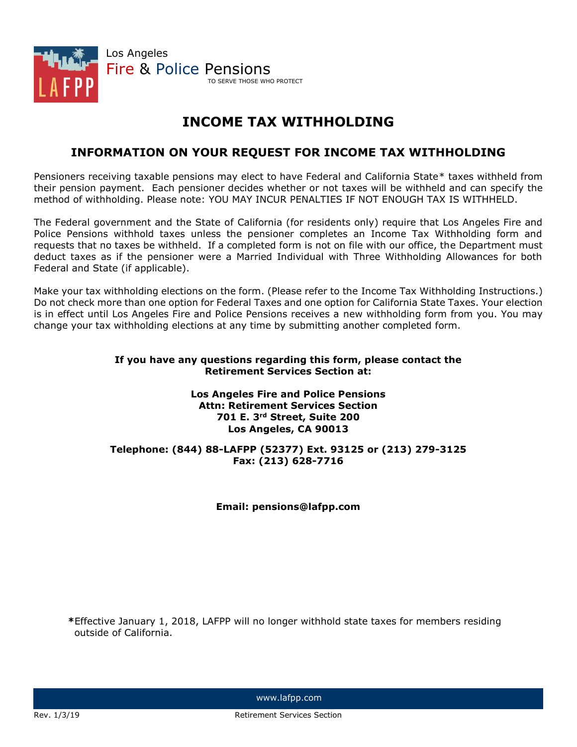Los Angeles
Fire & Police Pensions
TO SERVE THOSE WHO PROTECT

# INCOME TAX WITHHOLDING

## INFORMATION ON YOUR REQUEST FOR INCOME TAX WITHHOLDING

Pensioners receiving taxable pensions may elect to have Federal and California State* taxes withheld from their pension payment. Each pensioner decides whether or not taxes will be withheld and can specify the method of withholding. Please note: YOU MAY INCUR PENALTIES IF NOT ENOUGH TAX IS WITHHELD.

The Federal government and the State of California (for residents only) require that Los Angeles Fire and Police Pensions withhold taxes unless the pensioner completes an Income Tax Withholding form and requests that no taxes be withheld. If a completed form is not on file with our office, the Department must deduct taxes as if the pensioner were a Married Individual with Three Withholding Allowances for both Federal and State (if applicable).

Make your tax withholding elections on the form. (Please refer to the Income Tax Withholding Instructions.) Do not check more than one option for Federal Taxes and one option for California State Taxes. Your election is in effect until Los Angeles Fire and Police Pensions receives a new withholding form from you. You may change your tax withholding elections at any time by submitting another completed form.

**If you have any questions regarding this form, please contact the Retirement Services Section at:**

**Los Angeles Fire and Police Pensions**
**Attn: Retirement Services Section**
**701 E. 3rd Street, Suite 200**
**Los Angeles, CA 90013**

**Telephone: (844) 88-LAFPP (52377) Ext. 93125 or (213) 279-3125**
**Fax: (213) 628-7716**

**Email: pensions@lafpp.com**

***Effective January 1, 2018, LAFPP will no longer withhold state taxes for members residing outside of California.

www.lafpp.com

Rev. 1/3/19 Retirement Services Section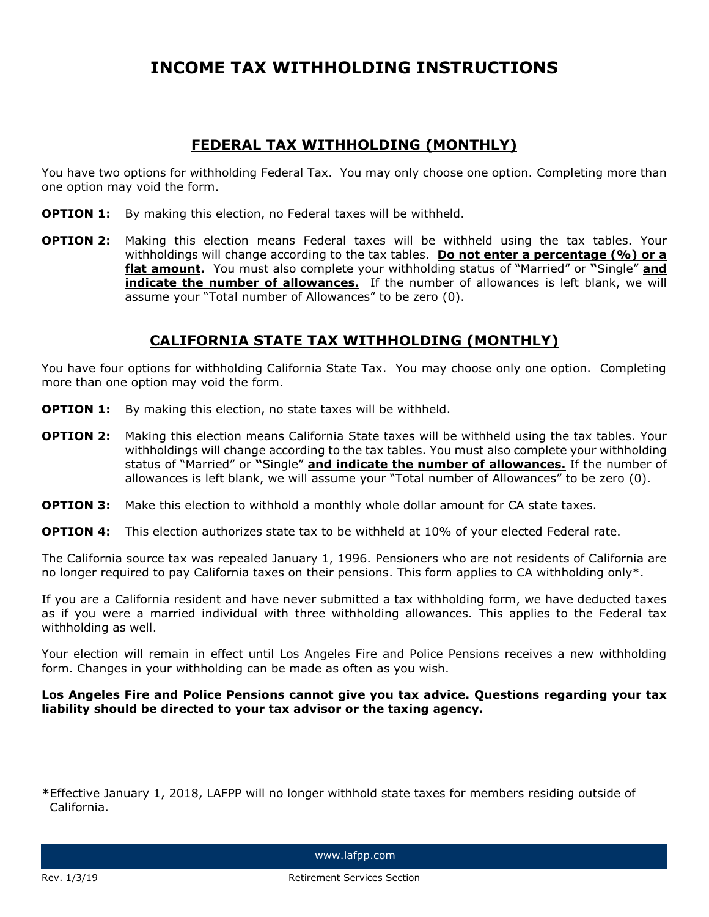# INCOME TAX WITHHOLDING INSTRUCTIONS

## FEDERAL TAX WITHHOLDING (MONTHLY)

You have two options for withholding Federal Tax. You may only choose one option. Completing more than one option may void the form.

**OPTION 1:** By making this election, no Federal taxes will be withheld.

**OPTION 2:** Making this election means Federal taxes will be withheld using the tax tables. Your withholdings will change according to the tax tables. **Do not enter a percentage (%) or a flat amount.** You must also complete your withholding status of "Married" or **"**Single" **and indicate the number of allowances.** If the number of allowances is left blank, we will assume your "Total number of Allowances" to be zero (0).

## CALIFORNIA STATE TAX WITHHOLDING (MONTHLY)

You have four options for withholding California State Tax. You may choose only one option. Completing more than one option may void the form.

**OPTION 1:** By making this election, no state taxes will be withheld.

**OPTION 2:** Making this election means California State taxes will be withheld using the tax tables. Your withholdings will change according to the tax tables. You must also complete your withholding status of "Married" or **"**Single" **and indicate the number of allowances.** If the number of allowances is left blank, we will assume your "Total number of Allowances" to be zero (0).

**OPTION 3:** Make this election to withhold a monthly whole dollar amount for CA state taxes.

**OPTION 4:** This election authorizes state tax to be withheld at 10% of your elected Federal rate.

The California source tax was repealed January 1, 1996. Pensioners who are not residents of California are no longer required to pay California taxes on their pensions. This form applies to CA withholding only*.

If you are a California resident and have never submitted a tax withholding form, we have deducted taxes as if you were a married individual with three withholding allowances. This applies to the Federal tax withholding as well.

Your election will remain in effect until Los Angeles Fire and Police Pensions receives a new withholding form. Changes in your withholding can be made as often as you wish.

**Los Angeles Fire and Police Pensions cannot give you tax advice. Questions regarding your tax liability should be directed to your tax advisor or the taxing agency.**

**\***Effective January 1, 2018, LAFPP will no longer withhold state taxes for members residing outside of California.

www.lafpp.com

Rev. 1/3/19 Retirement Services Section